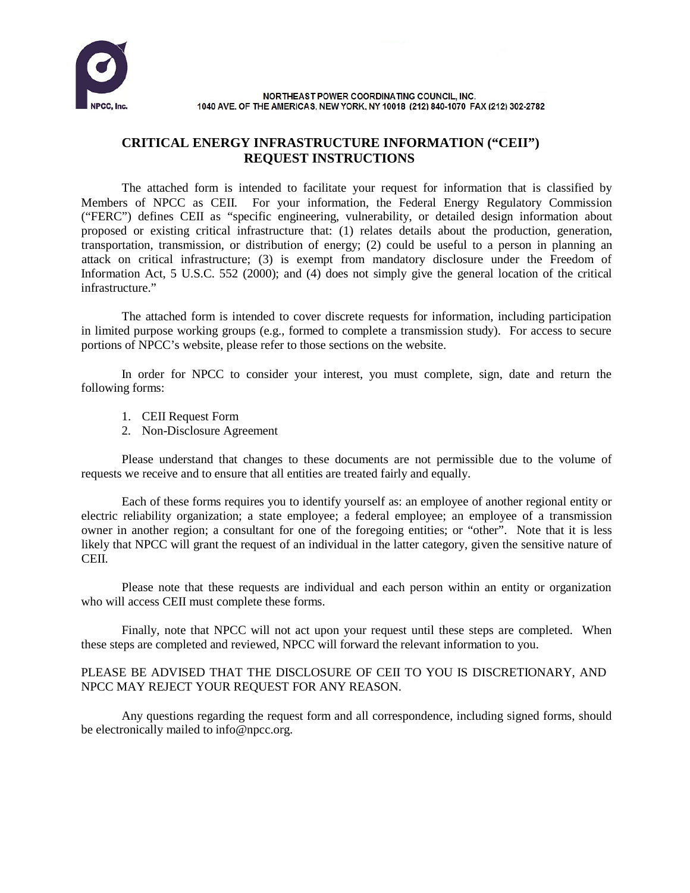NPCC, Inc.

NORTHEAST POWER COORDINATING COUNCIL, INC.
1040 AVE. OF THE AMERICAS, NEW YORK, NY 10018 (212) 840-1070 FAX (212) 302-2782

# CRITICAL ENERGY INFRASTRUCTURE INFORMATION ("CEII") REQUEST INSTRUCTIONS

The attached form is intended to facilitate your request for information that is classified by Members of NPCC as CEII. For your information, the Federal Energy Regulatory Commission ("FERC") defines CEII as "specific engineering, vulnerability, or detailed design information about proposed or existing critical infrastructure that: (1) relates details about the production, generation, transportation, transmission, or distribution of energy; (2) could be useful to a person in planning an attack on critical infrastructure; (3) is exempt from mandatory disclosure under the Freedom of Information Act, 5 U.S.C. 552 (2000); and (4) does not simply give the general location of the critical infrastructure."

The attached form is intended to cover discrete requests for information, including participation in limited purpose working groups (e.g., formed to complete a transmission study). For access to secure portions of NPCC's website, please refer to those sections on the website.

In order for NPCC to consider your interest, you must complete, sign, date and return the following forms:

1. CEII Request Form
2. Non-Disclosure Agreement

Please understand that changes to these documents are not permissible due to the volume of requests we receive and to ensure that all entities are treated fairly and equally.

Each of these forms requires you to identify yourself as: an employee of another regional entity or electric reliability organization; a state employee; a federal employee; an employee of a transmission owner in another region; a consultant for one of the foregoing entities; or "other". Note that it is less likely that NPCC will grant the request of an individual in the latter category, given the sensitive nature of CEII.

Please note that these requests are individual and each person within an entity or organization who will access CEII must complete these forms.

Finally, note that NPCC will not act upon your request until these steps are completed. When these steps are completed and reviewed, NPCC will forward the relevant information to you.

PLEASE BE ADVISED THAT THE DISCLOSURE OF CEII TO YOU IS DISCRETIONARY, AND NPCC MAY REJECT YOUR REQUEST FOR ANY REASON.

Any questions regarding the request form and all correspondence, including signed forms, should be electronically mailed to info@npcc.org.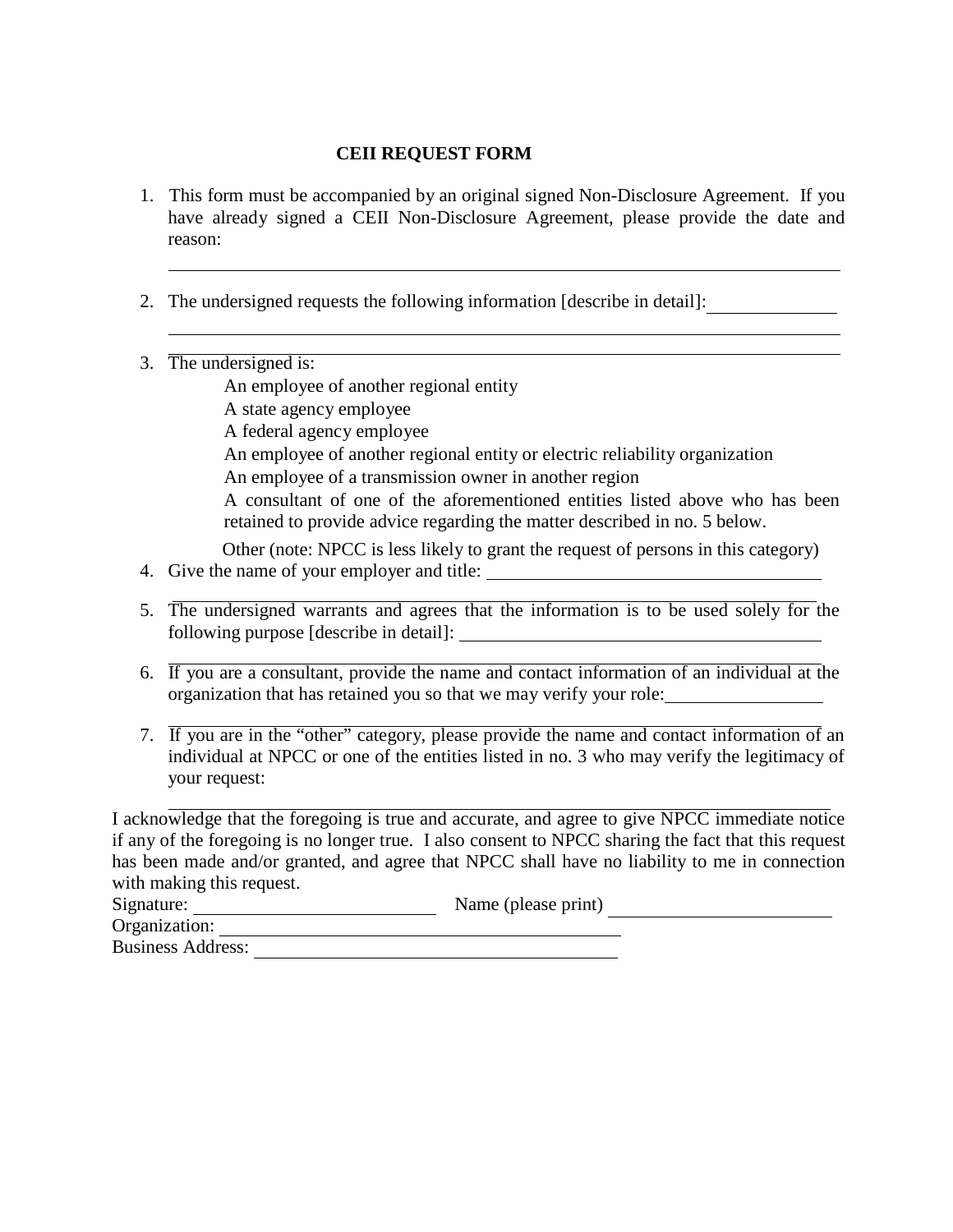**CEII REQUEST FORM**

1. This form must be accompanied by an original signed Non-Disclosure Agreement. If you have already signed a CEII Non-Disclosure Agreement, please provide the date and reason:

   \_\_\_\_\_\_\_\_\_\_\_\_\_\_\_\_\_\_\_\_\_\_\_\_\_\_\_\_\_\_\_\_\_\_\_\_\_\_\_\_\_\_\_\_\_\_\_\_\_\_\_\_\_\_\_\_\_\_\_\_

2. The undersigned requests the following information [describe in detail]: \_\_\_\_\_\_\_\_\_\_\_\_

   \_\_\_\_\_\_\_\_\_\_\_\_\_\_\_\_\_\_\_\_\_\_\_\_\_\_\_\_\_\_\_\_\_\_\_\_\_\_\_\_\_\_\_\_\_\_\_\_\_\_\_\_\_\_\_\_\_\_\_\_

   \_\_\_\_\_\_\_\_\_\_\_\_\_\_\_\_\_\_\_\_\_\_\_\_\_\_\_\_\_\_\_\_\_\_\_\_\_\_\_\_\_\_\_\_\_\_\_\_\_\_\_\_\_\_\_\_\_\_\_\_

3. The undersigned is:
   - An employee of another regional entity
   - A state agency employee
   - A federal agency employee
   - An employee of another regional entity or electric reliability organization
   - An employee of a transmission owner in another region
   - A consultant of one of the aforementioned entities listed above who has been retained to provide advice regarding the matter described in no. 5 below.
   - Other (note: NPCC is less likely to grant the request of persons in this category)

4. Give the name of your employer and title: \_\_\_\_\_\_\_\_\_\_\_\_\_\_\_\_\_\_\_\_\_\_\_\_\_\_\_\_\_\_

   \_\_\_\_\_\_\_\_\_\_\_\_\_\_\_\_\_\_\_\_\_\_\_\_\_\_\_\_\_\_\_\_\_\_\_\_\_\_\_\_\_\_\_\_\_\_\_\_\_\_\_\_\_\_\_\_\_\_\_\_

5. The undersigned warrants and agrees that the information is to be used solely for the following purpose [describe in detail]: \_\_\_\_\_\_\_\_\_\_\_\_\_\_\_\_\_\_\_\_\_\_\_\_\_\_\_\_\_\_

   \_\_\_\_\_\_\_\_\_\_\_\_\_\_\_\_\_\_\_\_\_\_\_\_\_\_\_\_\_\_\_\_\_\_\_\_\_\_\_\_\_\_\_\_\_\_\_\_\_\_\_\_\_\_\_\_\_\_\_\_

6. If you are a consultant, provide the name and contact information of an individual at the organization that has retained you so that we may verify your role: \_\_\_\_\_\_\_\_\_\_\_\_\_\_

   \_\_\_\_\_\_\_\_\_\_\_\_\_\_\_\_\_\_\_\_\_\_\_\_\_\_\_\_\_\_\_\_\_\_\_\_\_\_\_\_\_\_\_\_\_\_\_\_\_\_\_\_\_\_\_\_\_\_\_\_

7. If you are in the "other" category, please provide the name and contact information of an individual at NPCC or one of the entities listed in no. 3 who may verify the legitimacy of your request:

   \_\_\_\_\_\_\_\_\_\_\_\_\_\_\_\_\_\_\_\_\_\_\_\_\_\_\_\_\_\_\_\_\_\_\_\_\_\_\_\_\_\_\_\_\_\_\_\_\_\_\_\_\_\_\_\_\_\_\_\_

I acknowledge that the foregoing is true and accurate, and agree to give NPCC immediate notice if any of the foregoing is no longer true. I also consent to NPCC sharing the fact that this request has been made and/or granted, and agree that NPCC shall have no liability to me in connection with making this request.

Signature: \_\_\_\_\_\_\_\_\_\_\_\_\_\_\_\_\_\_\_\_ Name (please print) \_\_\_\_\_\_\_\_\_\_\_\_\_\_\_\_\_\_\_\_

Organization: \_\_\_\_\_\_\_\_\_\_\_\_\_\_\_\_\_\_\_\_\_\_\_\_\_\_\_\_\_\_\_\_\_\_\_\_

Business Address: \_\_\_\_\_\_\_\_\_\_\_\_\_\_\_\_\_\_\_\_\_\_\_\_\_\_\_\_\_\_\_\_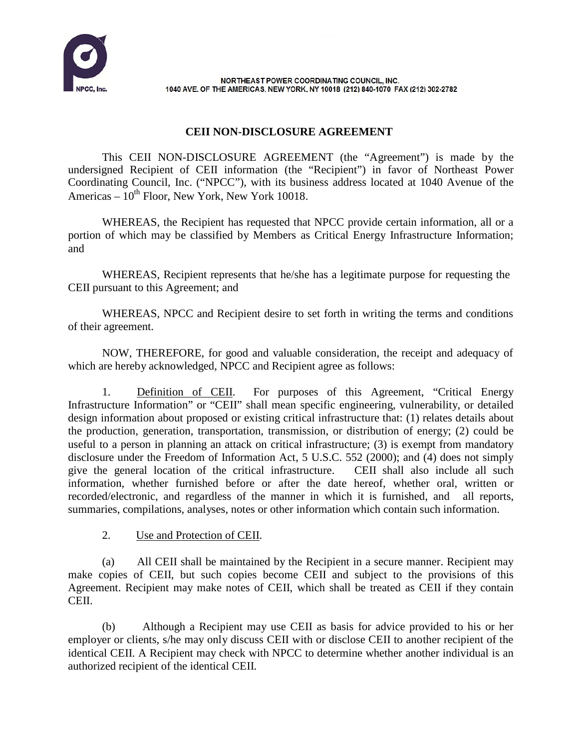NORTHEAST POWER COORDINATING COUNCIL, INC.
1040 AVE. OF THE AMERICAS, NEW YORK, NY 10018 (212) 840-1070 FAX (212) 302-2782

## CEII NON-DISCLOSURE AGREEMENT

This CEII NON-DISCLOSURE AGREEMENT (the "Agreement") is made by the undersigned Recipient of CEII information (the "Recipient") in favor of Northeast Power Coordinating Council, Inc. ("NPCC"), with its business address located at 1040 Avenue of the Americas – 10th Floor, New York, New York 10018.

WHEREAS, the Recipient has requested that NPCC provide certain information, all or a portion of which may be classified by Members as Critical Energy Infrastructure Information; and

WHEREAS, Recipient represents that he/she has a legitimate purpose for requesting the CEII pursuant to this Agreement; and

WHEREAS, NPCC and Recipient desire to set forth in writing the terms and conditions of their agreement.

NOW, THEREFORE, for good and valuable consideration, the receipt and adequacy of which are hereby acknowledged, NPCC and Recipient agree as follows:

1. Definition of CEII. For purposes of this Agreement, "Critical Energy Infrastructure Information" or "CEII" shall mean specific engineering, vulnerability, or detailed design information about proposed or existing critical infrastructure that: (1) relates details about the production, generation, transportation, transmission, or distribution of energy; (2) could be useful to a person in planning an attack on critical infrastructure; (3) is exempt from mandatory disclosure under the Freedom of Information Act, 5 U.S.C. 552 (2000); and (4) does not simply give the general location of the critical infrastructure. CEII shall also include all such information, whether furnished before or after the date hereof, whether oral, written or recorded/electronic, and regardless of the manner in which it is furnished, and all reports, summaries, compilations, analyses, notes or other information which contain such information.

2. Use and Protection of CEII.

(a) All CEII shall be maintained by the Recipient in a secure manner. Recipient may make copies of CEII, but such copies become CEII and subject to the provisions of this Agreement. Recipient may make notes of CEII, which shall be treated as CEII if they contain CEII.

(b) Although a Recipient may use CEII as basis for advice provided to his or her employer or clients, s/he may only discuss CEII with or disclose CEII to another recipient of the identical CEII. A Recipient may check with NPCC to determine whether another individual is an authorized recipient of the identical CEII.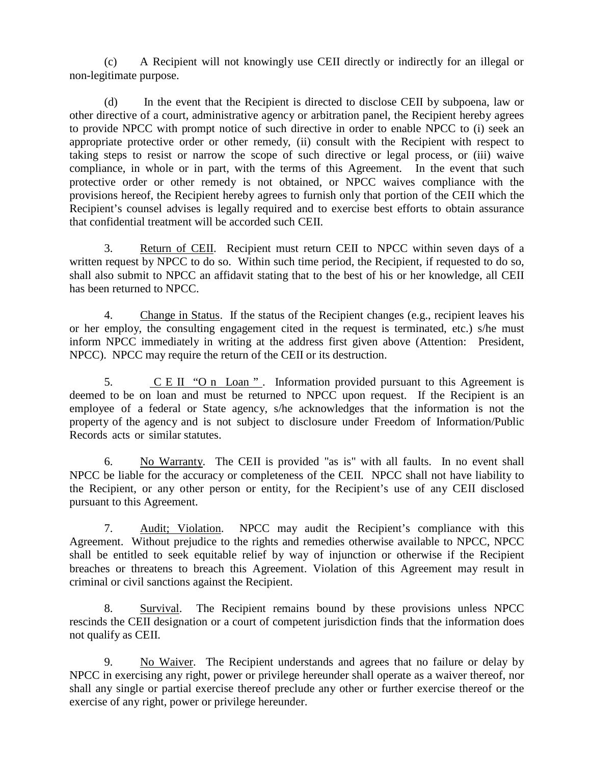(c) A Recipient will not knowingly use CEII directly or indirectly for an illegal or non-legitimate purpose.

(d) In the event that the Recipient is directed to disclose CEII by subpoena, law or other directive of a court, administrative agency or arbitration panel, the Recipient hereby agrees to provide NPCC with prompt notice of such directive in order to enable NPCC to (i) seek an appropriate protective order or other remedy, (ii) consult with the Recipient with respect to taking steps to resist or narrow the scope of such directive or legal process, or (iii) waive compliance, in whole or in part, with the terms of this Agreement. In the event that such protective order or other remedy is not obtained, or NPCC waives compliance with the provisions hereof, the Recipient hereby agrees to furnish only that portion of the CEII which the Recipient's counsel advises is legally required and to exercise best efforts to obtain assurance that confidential treatment will be accorded such CEII.

3. Return of CEII. Recipient must return CEII to NPCC within seven days of a written request by NPCC to do so. Within such time period, the Recipient, if requested to do so, shall also submit to NPCC an affidavit stating that to the best of his or her knowledge, all CEII has been returned to NPCC.

4. Change in Status. If the status of the Recipient changes (e.g., recipient leaves his or her employ, the consulting engagement cited in the request is terminated, etc.) s/he must inform NPCC immediately in writing at the address first given above (Attention: President, NPCC). NPCC may require the return of the CEII or its destruction.

5. CEII "On Loan". Information provided pursuant to this Agreement is deemed to be on loan and must be returned to NPCC upon request. If the Recipient is an employee of a federal or State agency, s/he acknowledges that the information is not the property of the agency and is not subject to disclosure under Freedom of Information/Public Records acts or similar statutes.

6. No Warranty. The CEII is provided "as is" with all faults. In no event shall NPCC be liable for the accuracy or completeness of the CEII. NPCC shall not have liability to the Recipient, or any other person or entity, for the Recipient's use of any CEII disclosed pursuant to this Agreement.

7. Audit; Violation. NPCC may audit the Recipient's compliance with this Agreement. Without prejudice to the rights and remedies otherwise available to NPCC, NPCC shall be entitled to seek equitable relief by way of injunction or otherwise if the Recipient breaches or threatens to breach this Agreement. Violation of this Agreement may result in criminal or civil sanctions against the Recipient.

8. Survival. The Recipient remains bound by these provisions unless NPCC rescinds the CEII designation or a court of competent jurisdiction finds that the information does not qualify as CEII.

9. No Waiver. The Recipient understands and agrees that no failure or delay by NPCC in exercising any right, power or privilege hereunder shall operate as a waiver thereof, nor shall any single or partial exercise thereof preclude any other or further exercise thereof or the exercise of any right, power or privilege hereunder.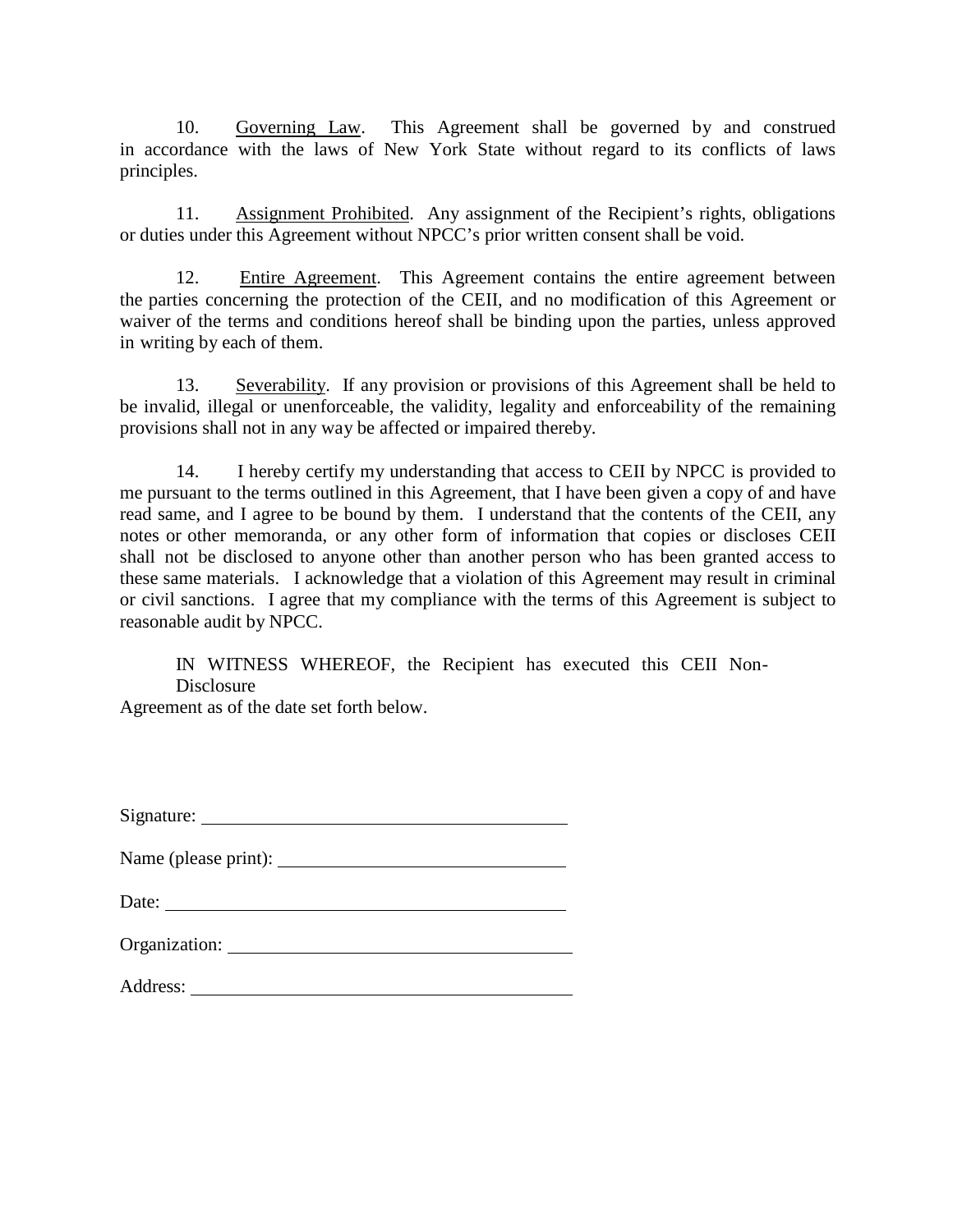10. <u>Governing Law</u>. This Agreement shall be governed by and construed in accordance with the laws of New York State without regard to its conflicts of laws principles.

11. <u>Assignment Prohibited</u>. Any assignment of the Recipient's rights, obligations or duties under this Agreement without NPCC's prior written consent shall be void.

12. <u>Entire Agreement</u>. This Agreement contains the entire agreement between the parties concerning the protection of the CEII, and no modification of this Agreement or waiver of the terms and conditions hereof shall be binding upon the parties, unless approved in writing by each of them.

13. <u>Severability</u>. If any provision or provisions of this Agreement shall be held to be invalid, illegal or unenforceable, the validity, legality and enforceability of the remaining provisions shall not in any way be affected or impaired thereby.

14. I hereby certify my understanding that access to CEII by NPCC is provided to me pursuant to the terms outlined in this Agreement, that I have been given a copy of and have read same, and I agree to be bound by them. I understand that the contents of the CEII, any notes or other memoranda, or any other form of information that copies or discloses CEII shall not be disclosed to anyone other than another person who has been granted access to these same materials. I acknowledge that a violation of this Agreement may result in criminal or civil sanctions. I agree that my compliance with the terms of this Agreement is subject to reasonable audit by NPCC.

IN WITNESS WHEREOF, the Recipient has executed this CEII Non-Disclosure Agreement as of the date set forth below.

Signature: ______________________________________

Name (please print): ______________________________

Date: __________________________________________

Organization: ____________________________________

Address: ________________________________________